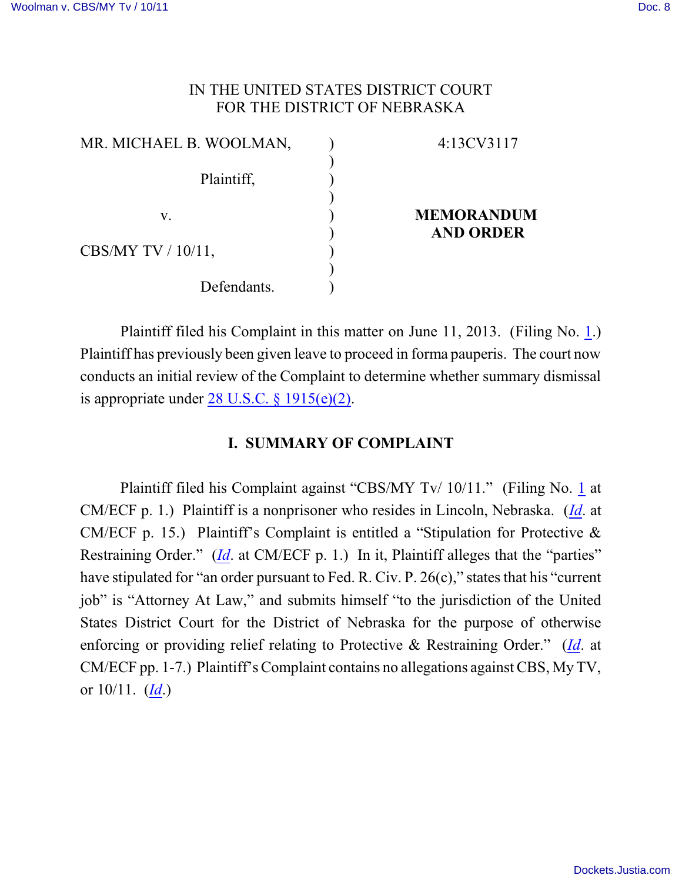IN THE UNITED STATES DISTRICT COURT
FOR THE DISTRICT OF NEBRASKA

| | | |
|---|---|---|
| MR. MICHAEL B. WOOLMAN, | ) | 4:13CV3117 |
| | ) | |
| Plaintiff, | ) | |
| | ) | |
| v. | ) | **MEMORANDUM** |
| | ) | **AND ORDER** |
| CBS/MY TV / 10/11, | ) | |
| | ) | |
| Defendants. | ) | |

Plaintiff filed his Complaint in this matter on June 11, 2013. (Filing No. 1.) Plaintiff has previously been given leave to proceed in forma pauperis. The court now conducts an initial review of the Complaint to determine whether summary dismissal is appropriate under 28 U.S.C. § 1915(e)(2).

## I. SUMMARY OF COMPLAINT

Plaintiff filed his Complaint against "CBS/MY Tv/ 10/11." (Filing No. 1 at CM/ECF p. 1.) Plaintiff is a nonprisoner who resides in Lincoln, Nebraska. (*Id*. at CM/ECF p. 15.) Plaintiff's Complaint is entitled a "Stipulation for Protective & Restraining Order." (*Id*. at CM/ECF p. 1.) In it, Plaintiff alleges that the "parties" have stipulated for "an order pursuant to Fed. R. Civ. P. 26(c)," states that his "current job" is "Attorney At Law," and submits himself "to the jurisdiction of the United States District Court for the District of Nebraska for the purpose of otherwise enforcing or providing relief relating to Protective & Restraining Order." (*Id*. at CM/ECF pp. 1-7.) Plaintiff's Complaint contains no allegations against CBS, My TV, or 10/11. (*Id*.)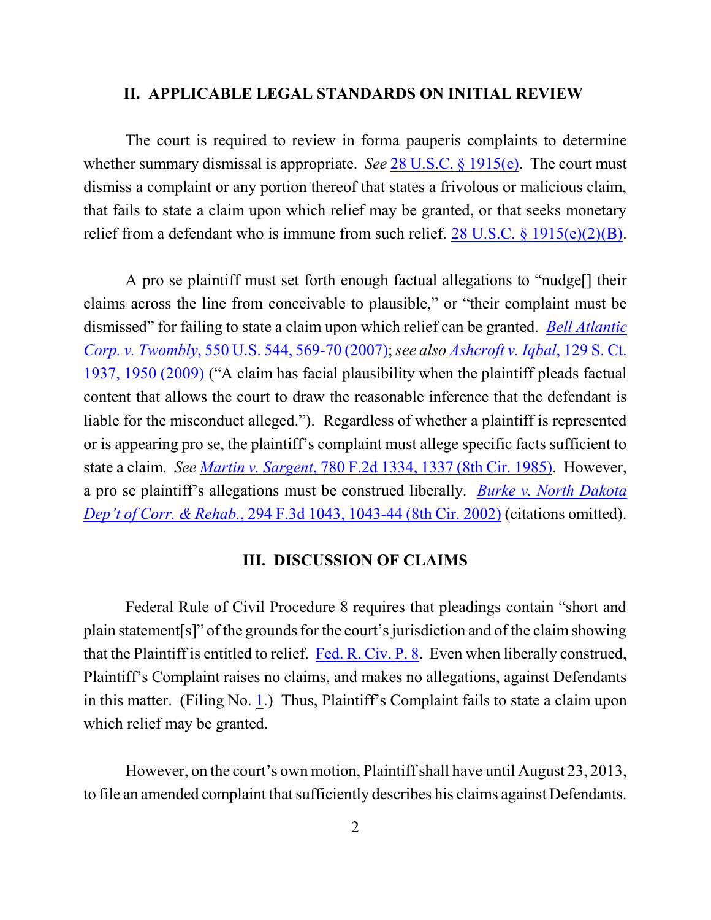## II. APPLICABLE LEGAL STANDARDS ON INITIAL REVIEW

The court is required to review in forma pauperis complaints to determine whether summary dismissal is appropriate. *See* 28 U.S.C. § 1915(e). The court must dismiss a complaint or any portion thereof that states a frivolous or malicious claim, that fails to state a claim upon which relief may be granted, or that seeks monetary relief from a defendant who is immune from such relief. 28 U.S.C. § 1915(e)(2)(B).

A pro se plaintiff must set forth enough factual allegations to "nudge[] their claims across the line from conceivable to plausible," or "their complaint must be dismissed" for failing to state a claim upon which relief can be granted. *Bell Atlantic Corp. v. Twombly*, 550 U.S. 544, 569-70 (2007); *see also Ashcroft v. Iqbal*, 129 S. Ct. 1937, 1950 (2009) ("A claim has facial plausibility when the plaintiff pleads factual content that allows the court to draw the reasonable inference that the defendant is liable for the misconduct alleged."). Regardless of whether a plaintiff is represented or is appearing pro se, the plaintiff's complaint must allege specific facts sufficient to state a claim. *See Martin v. Sargent*, 780 F.2d 1334, 1337 (8th Cir. 1985). However, a pro se plaintiff's allegations must be construed liberally. *Burke v. North Dakota Dep't of Corr. & Rehab.*, 294 F.3d 1043, 1043-44 (8th Cir. 2002) (citations omitted).

## III. DISCUSSION OF CLAIMS

Federal Rule of Civil Procedure 8 requires that pleadings contain "short and plain statement[s]" of the grounds for the court's jurisdiction and of the claim showing that the Plaintiff is entitled to relief. Fed. R. Civ. P. 8. Even when liberally construed, Plaintiff's Complaint raises no claims, and makes no allegations, against Defendants in this matter. (Filing No. 1.) Thus, Plaintiff's Complaint fails to state a claim upon which relief may be granted.

However, on the court's own motion, Plaintiff shall have until August 23, 2013, to file an amended complaint that sufficiently describes his claims against Defendants.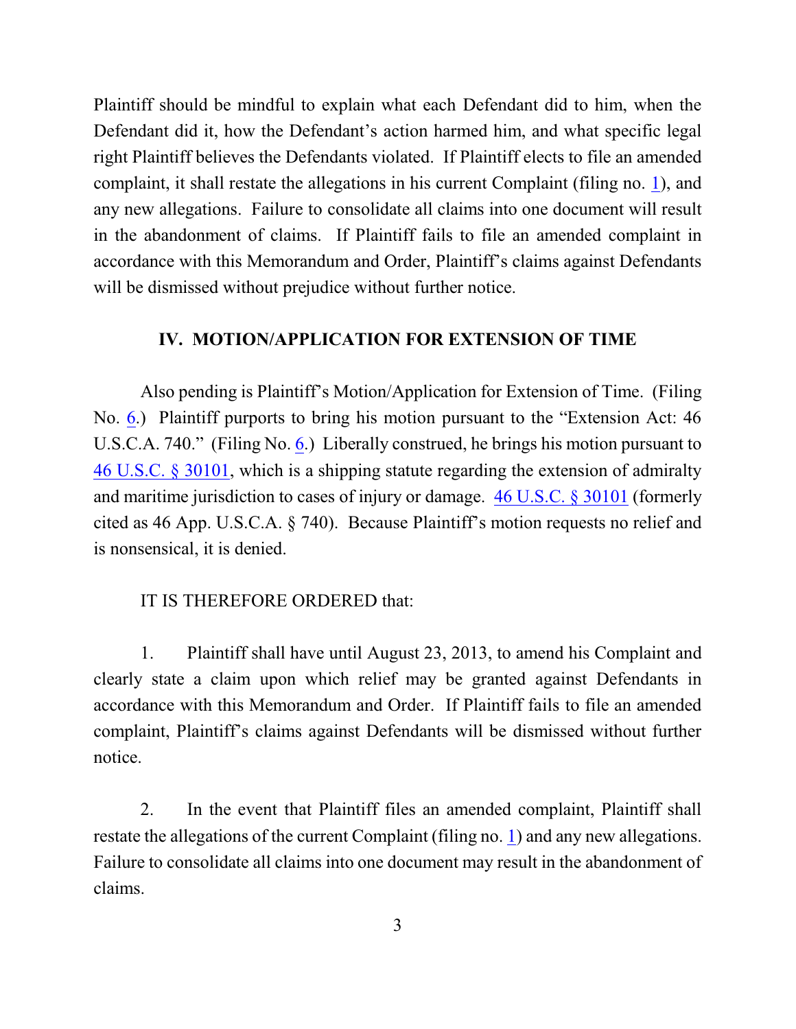Plaintiff should be mindful to explain what each Defendant did to him, when the Defendant did it, how the Defendant's action harmed him, and what specific legal right Plaintiff believes the Defendants violated. If Plaintiff elects to file an amended complaint, it shall restate the allegations in his current Complaint (filing no. 1), and any new allegations. Failure to consolidate all claims into one document will result in the abandonment of claims. If Plaintiff fails to file an amended complaint in accordance with this Memorandum and Order, Plaintiff's claims against Defendants will be dismissed without prejudice without further notice.

## IV. MOTION/APPLICATION FOR EXTENSION OF TIME

Also pending is Plaintiff's Motion/Application for Extension of Time. (Filing No. 6.) Plaintiff purports to bring his motion pursuant to the "Extension Act: 46 U.S.C.A. 740." (Filing No. 6.) Liberally construed, he brings his motion pursuant to 46 U.S.C. § 30101, which is a shipping statute regarding the extension of admiralty and maritime jurisdiction to cases of injury or damage. 46 U.S.C. § 30101 (formerly cited as 46 App. U.S.C.A. § 740). Because Plaintiff's motion requests no relief and is nonsensical, it is denied.

IT IS THEREFORE ORDERED that:

1. Plaintiff shall have until August 23, 2013, to amend his Complaint and clearly state a claim upon which relief may be granted against Defendants in accordance with this Memorandum and Order. If Plaintiff fails to file an amended complaint, Plaintiff's claims against Defendants will be dismissed without further notice.

2. In the event that Plaintiff files an amended complaint, Plaintiff shall restate the allegations of the current Complaint (filing no. 1) and any new allegations. Failure to consolidate all claims into one document may result in the abandonment of claims.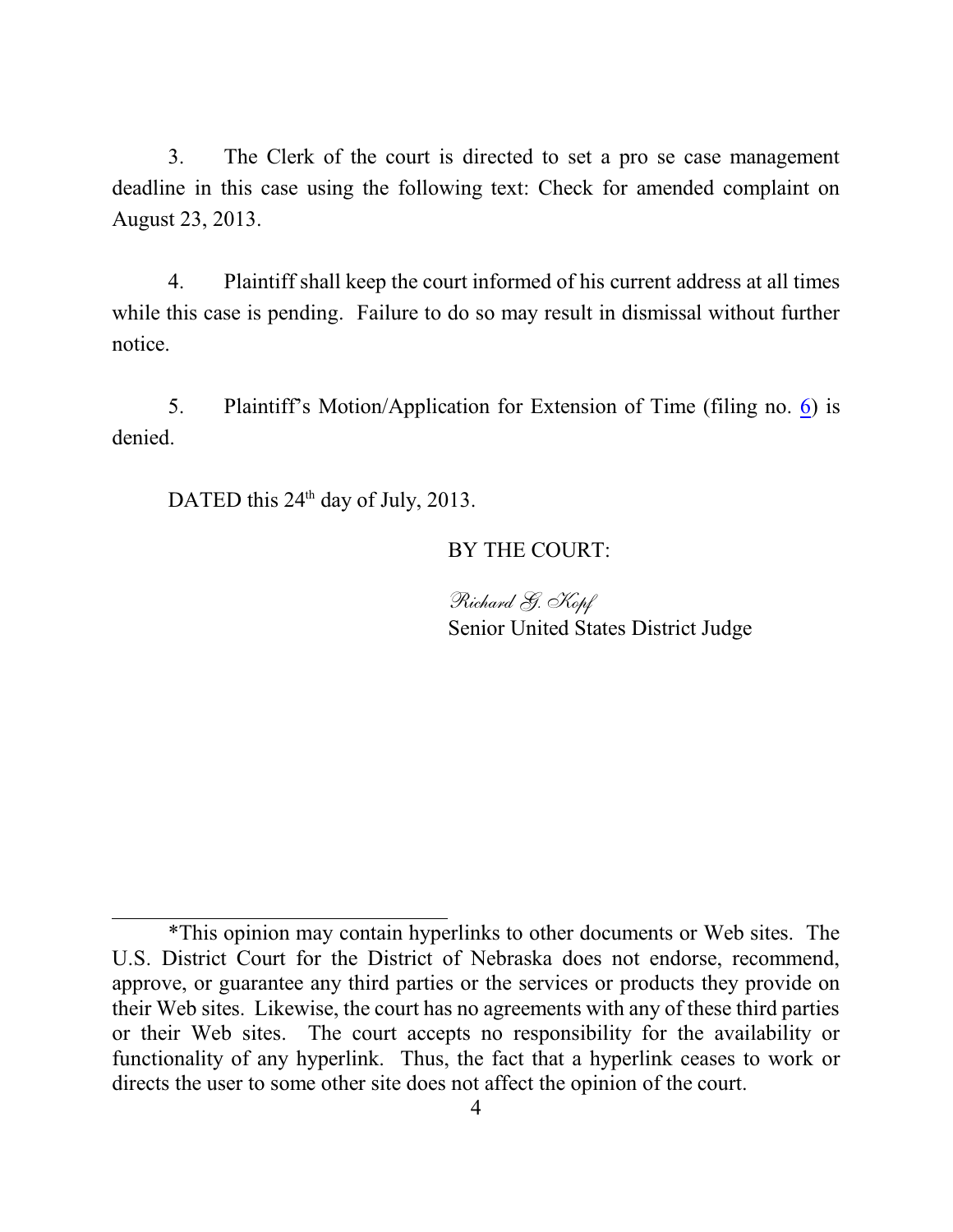3. The Clerk of the court is directed to set a pro se case management deadline in this case using the following text: Check for amended complaint on August 23, 2013.

4. Plaintiff shall keep the court informed of his current address at all times while this case is pending. Failure to do so may result in dismissal without further notice.

5. Plaintiff's Motion/Application for Extension of Time (filing no. 6) is denied.

DATED this 24th day of July, 2013.

BY THE COURT:

*Richard G. Kopf*
Senior United States District Judge

---

*This opinion may contain hyperlinks to other documents or Web sites. The U.S. District Court for the District of Nebraska does not endorse, recommend, approve, or guarantee any third parties or the services or products they provide on their Web sites. Likewise, the court has no agreements with any of these third parties or their Web sites. The court accepts no responsibility for the availability or functionality of any hyperlink. Thus, the fact that a hyperlink ceases to work or directs the user to some other site does not affect the opinion of the court.